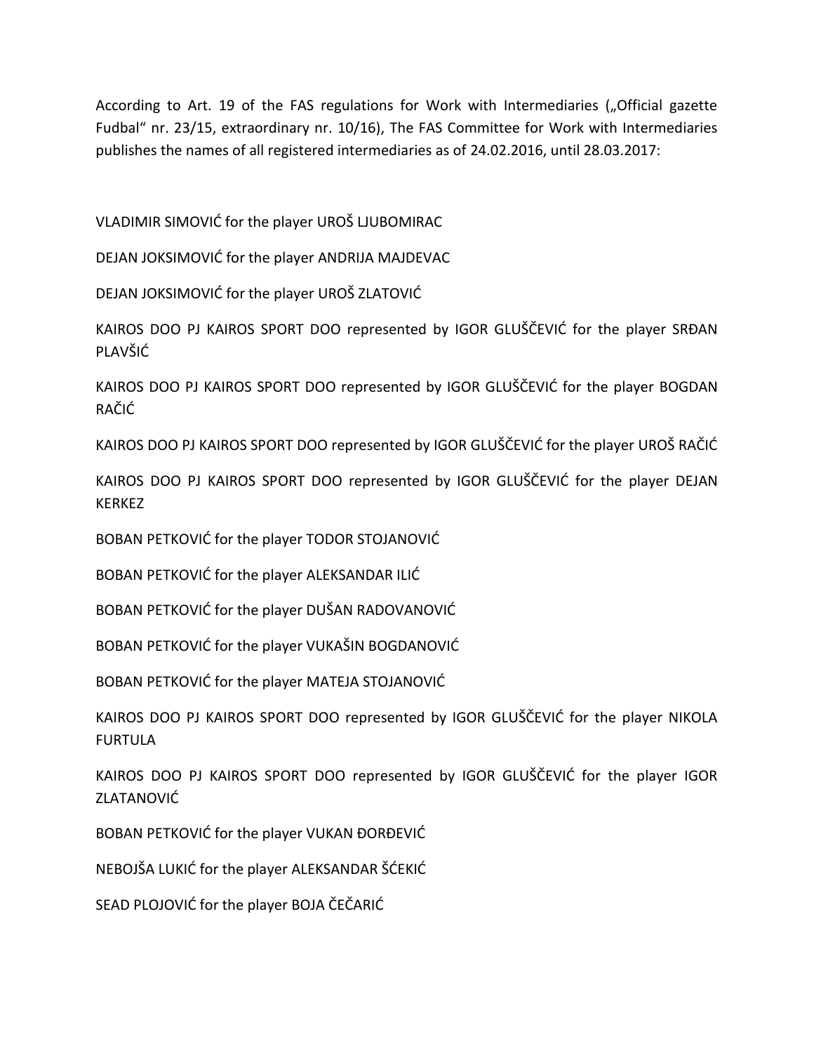According to Art. 19 of the FAS regulations for Work with Intermediaries („Official gazette Fudbal“ nr. 23/15, extraordinary nr. 10/16), The FAS Committee for Work with Intermediaries publishes the names of all registered intermediaries as of 24.02.2016, until 28.03.2017:

VLADIMIR SIMOVIĆ for the player UROŠ LJUBOMIRAC

DEJAN JOKSIMOVIĆ for the player ANDRIJA MAJDEVAC

DEJAN JOKSIMOVIĆ for the player UROŠ ZLATOVIĆ

KAIROS DOO PJ KAIROS SPORT DOO represented by IGOR GLUŠČEVIĆ for the player SRĐAN PLAVŠIĆ

KAIROS DOO PJ KAIROS SPORT DOO represented by IGOR GLUŠČEVIĆ for the player BOGDAN RAČIĆ

KAIROS DOO PJ KAIROS SPORT DOO represented by IGOR GLUŠČEVIĆ for the player UROŠ RAČIĆ

KAIROS DOO PJ KAIROS SPORT DOO represented by IGOR GLUŠČEVIĆ for the player DEJAN KERKEZ

BOBAN PETKOVIĆ for the player TODOR STOJANOVIĆ

BOBAN PETKOVIĆ for the player ALEKSANDAR ILIĆ

BOBAN PETKOVIĆ for the player DUŠAN RADOVANOVIĆ

BOBAN PETKOVIĆ for the player VUKAŠIN BOGDANOVIĆ

BOBAN PETKOVIĆ for the player MATEJA STOJANOVIĆ

KAIROS DOO PJ KAIROS SPORT DOO represented by IGOR GLUŠČEVIĆ for the player NIKOLA FURTULA

KAIROS DOO PJ KAIROS SPORT DOO represented by IGOR GLUŠČEVIĆ for the player IGOR ZLATANOVIĆ

BOBAN PETKOVIĆ for the player VUKAN ĐORĐEVIĆ

NEBOJŠA LUKIĆ for the player ALEKSANDAR ŠĆEKIĆ

SEAD PLOJOVIĆ for the player BOJA ČEČARIĆ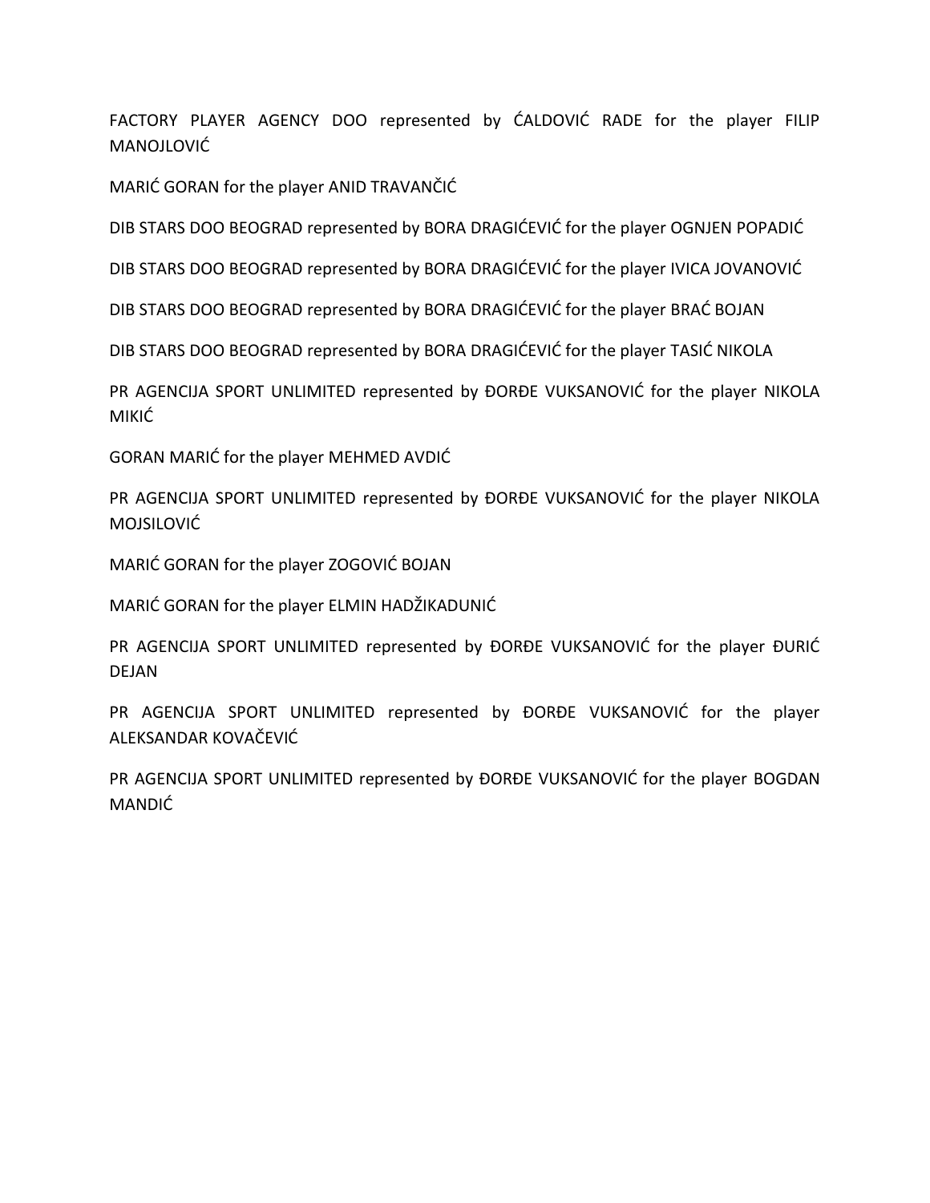FACTORY PLAYER AGENCY DOO represented by ĆALDOVIĆ RADE for the player FILIP MANOJLOVIĆ

MARIĆ GORAN for the player ANID TRAVANČIĆ

DIB STARS DOO BEOGRAD represented by BORA DRAGIĆEVIĆ for the player OGNJEN POPADIĆ

DIB STARS DOO BEOGRAD represented by BORA DRAGIĆEVIĆ for the player IVICA JOVANOVIĆ

DIB STARS DOO BEOGRAD represented by BORA DRAGIĆEVIĆ for the player BRAĆ BOJAN

DIB STARS DOO BEOGRAD represented by BORA DRAGIĆEVIĆ for the player TASIĆ NIKOLA

PR AGENCIJA SPORT UNLIMITED represented by ĐORĐE VUKSANOVIĆ for the player NIKOLA MIKIĆ

GORAN MARIĆ for the player MEHMED AVDIĆ

PR AGENCIJA SPORT UNLIMITED represented by ĐORĐE VUKSANOVIĆ for the player NIKOLA MOJSILOVIĆ

MARIĆ GORAN for the player ZOGOVIĆ BOJAN

MARIĆ GORAN for the player ELMIN HADŽIKADUNIĆ

PR AGENCIJA SPORT UNLIMITED represented by ĐORĐE VUKSANOVIĆ for the player ĐURIĆ DEJAN

PR AGENCIJA SPORT UNLIMITED represented by ĐORĐE VUKSANOVIĆ for the player ALEKSANDAR KOVAČEVIĆ

PR AGENCIJA SPORT UNLIMITED represented by ĐORĐE VUKSANOVIĆ for the player BOGDAN MANDIĆ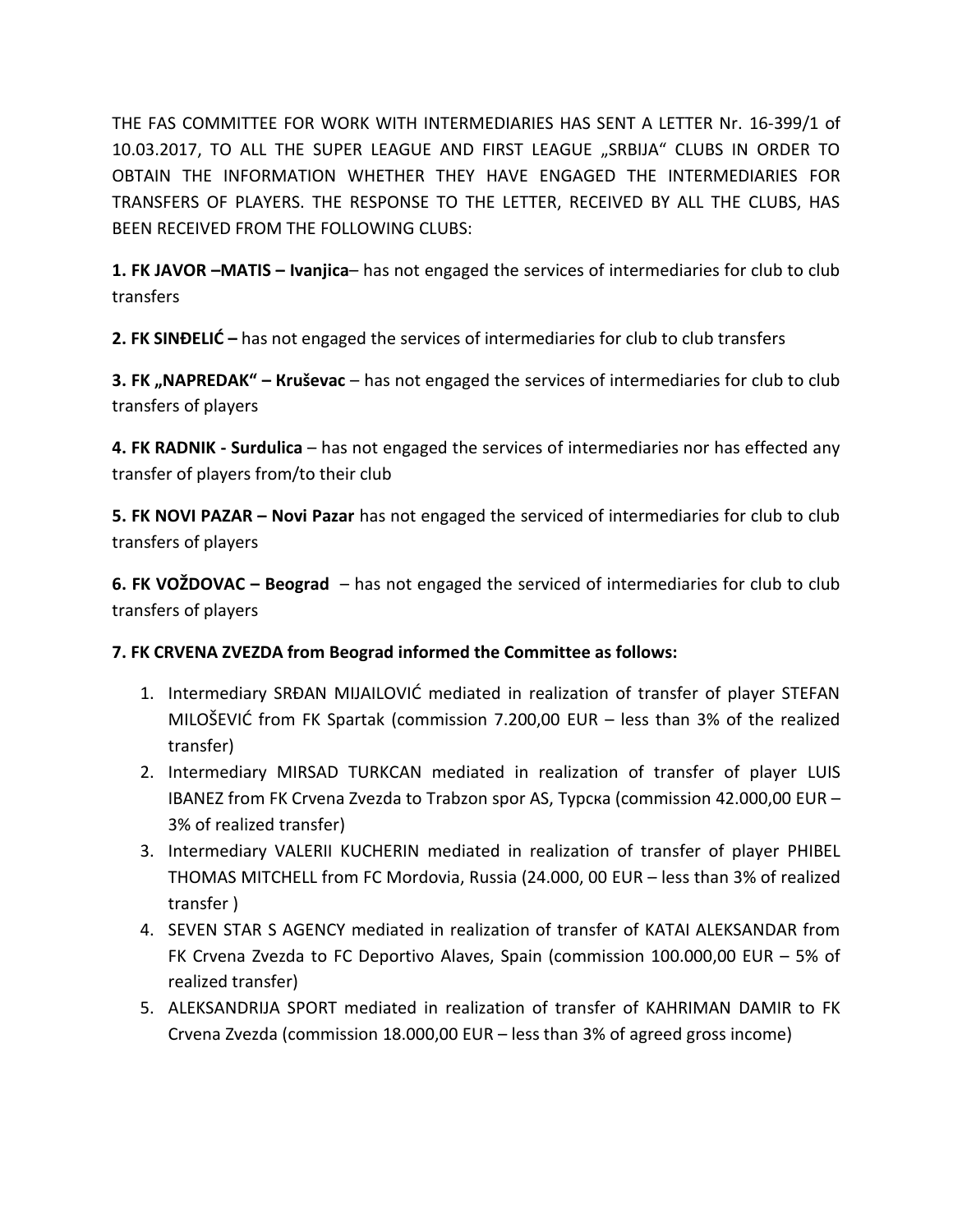THE FAS COMMITTEE FOR WORK WITH INTERMEDIARIES HAS SENT A LETTER Nr. 16-399/1 of 10.03.2017, TO ALL THE SUPER LEAGUE AND FIRST LEAGUE „SRBIJA" CLUBS IN ORDER TO OBTAIN THE INFORMATION WHETHER THEY HAVE ENGAGED THE INTERMEDIARIES FOR TRANSFERS OF PLAYERS. THE RESPONSE TO THE LETTER, RECEIVED BY ALL THE CLUBS, HAS BEEN RECEIVED FROM THE FOLLOWING CLUBS:

**1. FK JAVOR –MATIS – Ivanjica**– has not engaged the services of intermediaries for club to club transfers

**2. FK SINĐELIĆ –** has not engaged the services of intermediaries for club to club transfers

**3. FK „NAPREDAK" – Кruševac** – has not engaged the services of intermediaries for club to club transfers of players

**4. FK RADNIK - Surdulica** – has not engaged the services of intermediaries nor has effected any transfer of players from/to their club

**5. FK NOVI PAZAR – Novi Pazar** has not engaged the serviced of intermediaries for club to club transfers of players

**6. FK VOŽDOVAC – Beograd** – has not engaged the serviced of intermediaries for club to club transfers of players

**7. FK CRVENA ZVEZDA from Beograd informed the Committee as follows:**

1. Intermediary SRĐAN MIJAILOVIĆ mediated in realization of transfer of player STEFAN MILOŠEVIĆ from FK Spartak (commission 7.200,00 EUR – less than 3% of the realized transfer)
2. Intermediary MIRSAD TURKCAN mediated in realization of transfer of player LUIS IBANEZ from FK Crvena Zvezda to Trabzon spor AS, Турска (commission 42.000,00 EUR – 3% of realized transfer)
3. Intermediary VALERII KUCHERIN mediated in realization of transfer of player PHIBEL THOMAS MITCHELL from FC Mordovia, Russia (24.000, 00 EUR – less than 3% of realized transfer )
4. SEVEN STAR S AGENCY mediated in realization of transfer of KATAI ALEKSANDAR from FK Crvena Zvezda to FC Deportivo Alaves, Spain (commission 100.000,00 EUR – 5% of realized transfer)
5. ALEKSANDRIJA SPORT mediated in realization of transfer of KAHRIMAN DAMIR to FK Crvena Zvezda (commission 18.000,00 EUR – less than 3% of agreed gross income)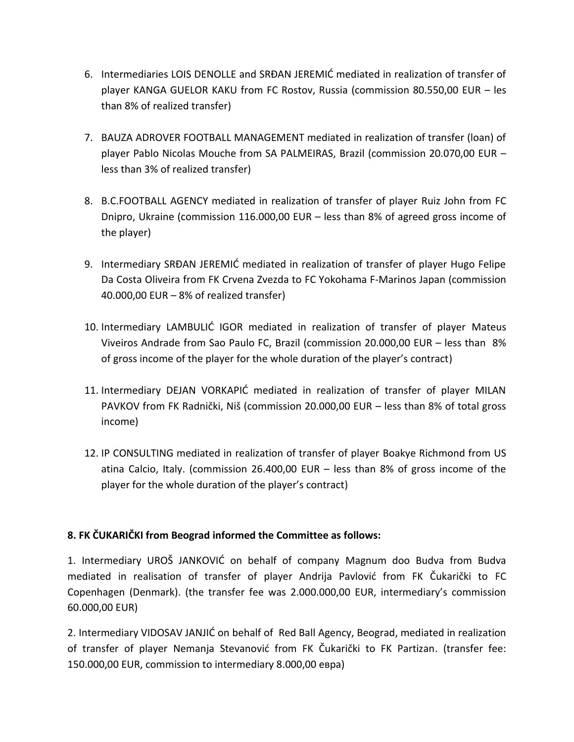6. Intermediaries LOIS DENOLLE and SRĐAN JEREMIĆ mediated in realization of transfer of player KANGA GUELOR KAKU from FC Rostov, Russia (commission 80.550,00 EUR – les than 8% of realized transfer)

7. BAUZA ADROVER FOOTBALL MANAGEMENT mediated in realization of transfer (loan) of player Pablo Nicolas Mouche from SA PALMEIRAS, Brazil (commission 20.070,00 EUR – less than 3% of realized transfer)

8. B.C.FOOTBALL AGENCY mediated in realization of transfer of player Ruiz John from FC Dnipro, Ukraine (commission 116.000,00 EUR – less than 8% of agreed gross income of the player)

9. Intermediary SRĐAN JEREMIĆ mediated in realization of transfer of player Hugo Felipe Da Costa Oliveira from FK Crvena Zvezda to FC Yokohama F-Marinos Japan (commission 40.000,00 EUR – 8% of realized transfer)

10. Intermediary LAMBULIĆ IGOR mediated in realization of transfer of player Mateus Viveiros Andrade from Sao Paulo FC, Brazil (commission 20.000,00 EUR – less than 8% of gross income of the player for the whole duration of the player's contract)

11. Intermediary DEJAN VORKAPIĆ mediated in realization of transfer of player MILAN PAVKOV from FK Radnički, Niš (commission 20.000,00 EUR – less than 8% of total gross income)

12. IP CONSULTING mediated in realization of transfer of player Boakye Richmond from US atina Calcio, Italy. (commission 26.400,00 EUR – less than 8% of gross income of the player for the whole duration of the player's contract)

**8. FK ČUKARIČKI from Beograd informed the Committee as follows:**

1. Intermediary UROŠ JANKOVIĆ on behalf of company Magnum doo Budva from Budva mediated in realisation of transfer of player Andrija Pavlović from FK Čukarički to FC Copenhagen (Denmark). (the transfer fee was 2.000.000,00 EUR, intermediary's commission 60.000,00 EUR)

2. Intermediary VIDOSAV JANJIĆ on behalf of Red Ball Agency, Beograd, mediated in realization of transfer of player Nemanja Stevanović from FK Čukarički to FK Partizan. (transfer fee: 150.000,00 EUR, commission to intermediary 8.000,00 евра)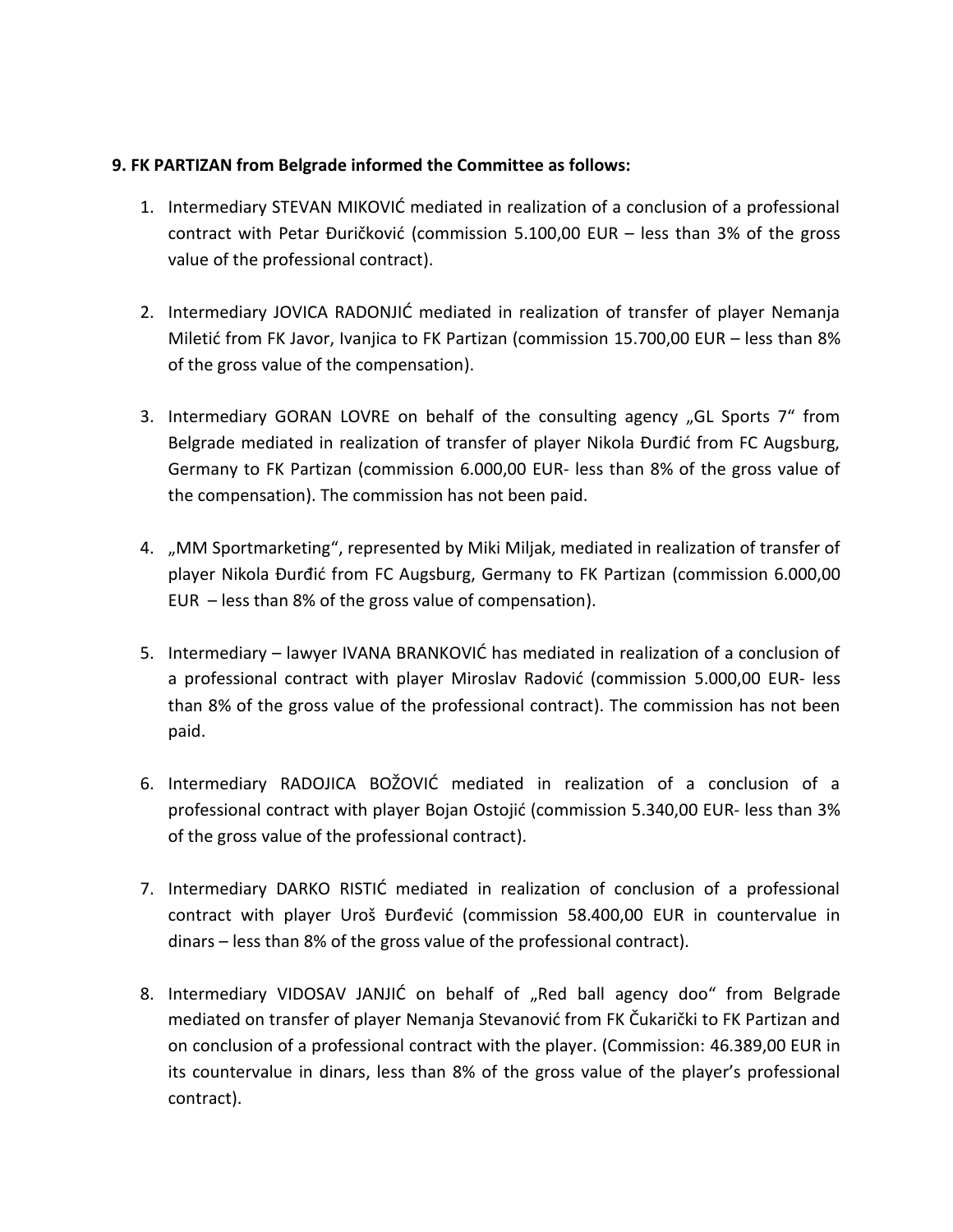**9. FK PARTIZAN from Belgrade informed the Committee as follows:**

1. Intermediary STEVAN MIKOVIĆ mediated in realization of a conclusion of a professional contract with Petar Đuričković (commission 5.100,00 EUR – less than 3% of the gross value of the professional contract).

2. Intermediary JOVICA RADONJIĆ mediated in realization of transfer of player Nemanja Miletić from FK Javor, Ivanjica to FK Partizan (commission 15.700,00 EUR – less than 8% of the gross value of the compensation).

3. Intermediary GORAN LOVRE on behalf of the consulting agency „GL Sports 7“ from Belgrade mediated in realization of transfer of player Nikola Đurđić from FC Augsburg, Germany to FK Partizan (commission 6.000,00 EUR- less than 8% of the gross value of the compensation). The commission has not been paid.

4. „MM Sportmarketing“, represented by Miki Miljak, mediated in realization of transfer of player Nikola Đurđić from FC Augsburg, Germany to FK Partizan (commission 6.000,00 EUR – less than 8% of the gross value of compensation).

5. Intermediary – lawyer IVANA BRANKOVIĆ has mediated in realization of a conclusion of a professional contract with player Miroslav Radović (commission 5.000,00 EUR- less than 8% of the gross value of the professional contract). The commission has not been paid.

6. Intermediary RADOJICA BOŽOVIĆ mediated in realization of a conclusion of a professional contract with player Bojan Ostojić (commission 5.340,00 EUR- less than 3% of the gross value of the professional contract).

7. Intermediary DARKO RISTIĆ mediated in realization of conclusion of a professional contract with player Uroš Đurđević (commission 58.400,00 EUR in countervalue in dinars – less than 8% of the gross value of the professional contract).

8. Intermediary VIDOSAV JANJIĆ on behalf of „Red ball agency doo“ from Belgrade mediated on transfer of player Nemanja Stevanović from FK Čukarički to FK Partizan and on conclusion of a professional contract with the player. (Commission: 46.389,00 EUR in its countervalue in dinars, less than 8% of the gross value of the player's professional contract).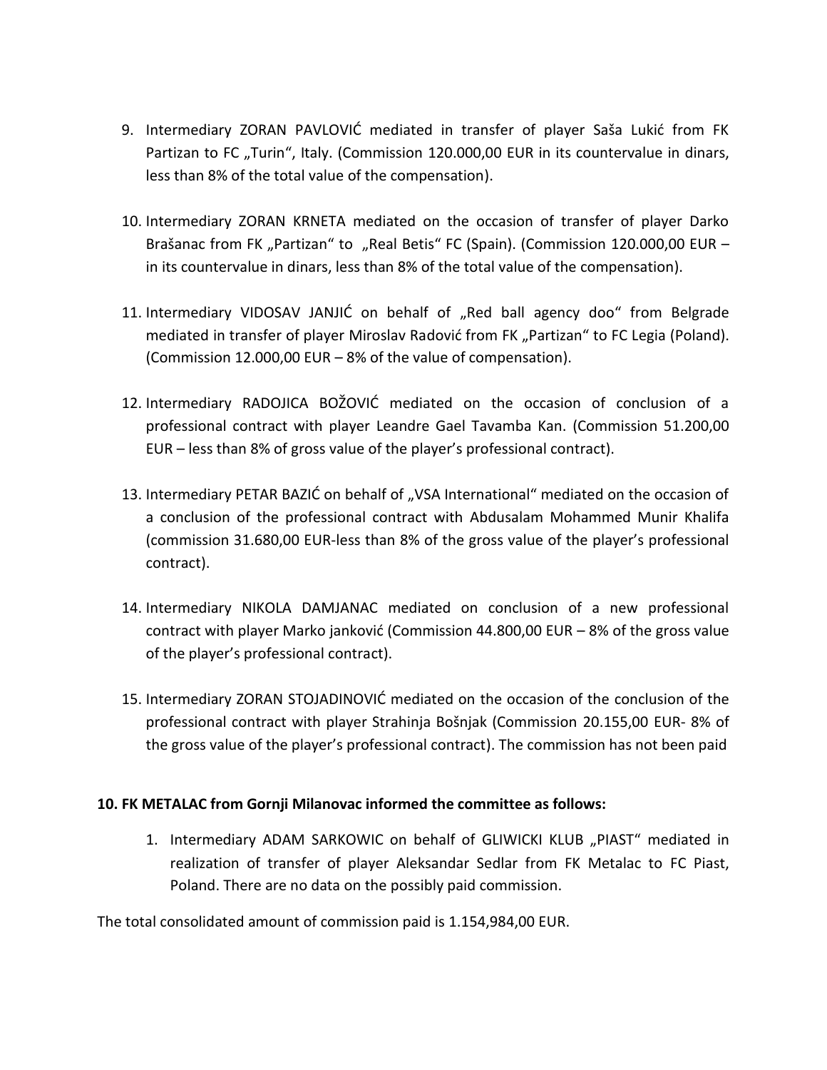9. Intermediary ZORAN PAVLOVIĆ mediated in transfer of player Saša Lukić from FK Partizan to FC „Turin“, Italy. (Commission 120.000,00 EUR in its countervalue in dinars, less than 8% of the total value of the compensation).

10. Intermediary ZORAN KRNETA mediated on the occasion of transfer of player Darko Brašanac from FK „Partizan“ to „Real Betis“ FC (Spain). (Commission 120.000,00 EUR – in its countervalue in dinars, less than 8% of the total value of the compensation).

11. Intermediary VIDOSAV JANJIĆ on behalf of „Red ball agency doo“ from Belgrade mediated in transfer of player Miroslav Radović from FK „Partizan“ to FC Legia (Poland). (Commission 12.000,00 EUR – 8% of the value of compensation).

12. Intermediary RADOJICA BOŽOVIĆ mediated on the occasion of conclusion of a professional contract with player Leandre Gael Tavamba Kan. (Commission 51.200,00 EUR – less than 8% of gross value of the player's professional contract).

13. Intermediary PETAR BAZIĆ on behalf of „VSA International“ mediated on the occasion of a conclusion of the professional contract with Abdusalam Mohammed Munir Khalifa (commission 31.680,00 EUR-less than 8% of the gross value of the player's professional contract).

14. Intermediary NIKOLA DAMJANAC mediated on conclusion of a new professional contract with player Marko janković (Commission 44.800,00 EUR – 8% of the gross value of the player's professional contract).

15. Intermediary ZORAN STOJADINOVIĆ mediated on the occasion of the conclusion of the professional contract with player Strahinja Bošnjak (Commission 20.155,00 EUR- 8% of the gross value of the player's professional contract). The commission has not been paid

**10. FK METALAC from Gornji Milanovac informed the committee as follows:**

1. Intermediary ADAM SARKOWIC on behalf of GLIWICKI KLUB „PIAST“ mediated in realization of transfer of player Aleksandar Sedlar from FK Metalac to FC Piast, Poland. There are no data on the possibly paid commission.

The total consolidated amount of commission paid is 1.154,984,00 EUR.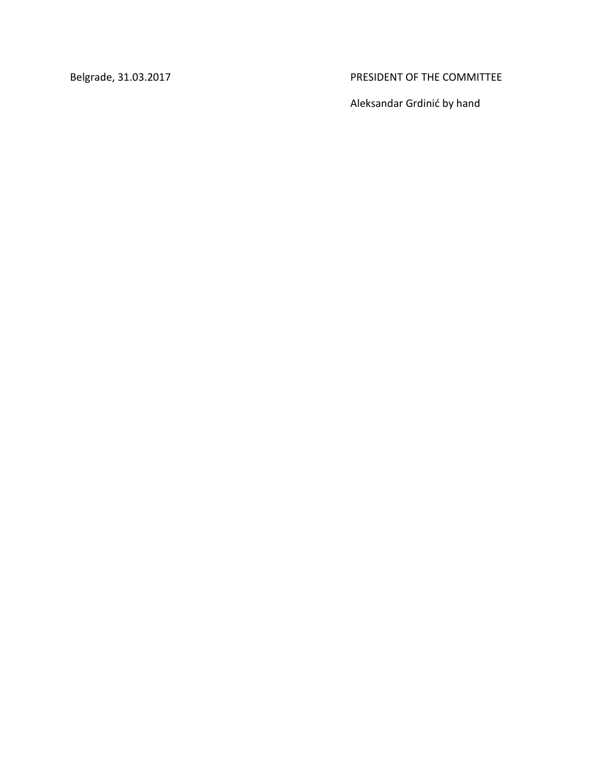Belgrade, 31.03.2017

PRESIDENT OF THE COMMITTEE

Aleksandar Grdinić by hand